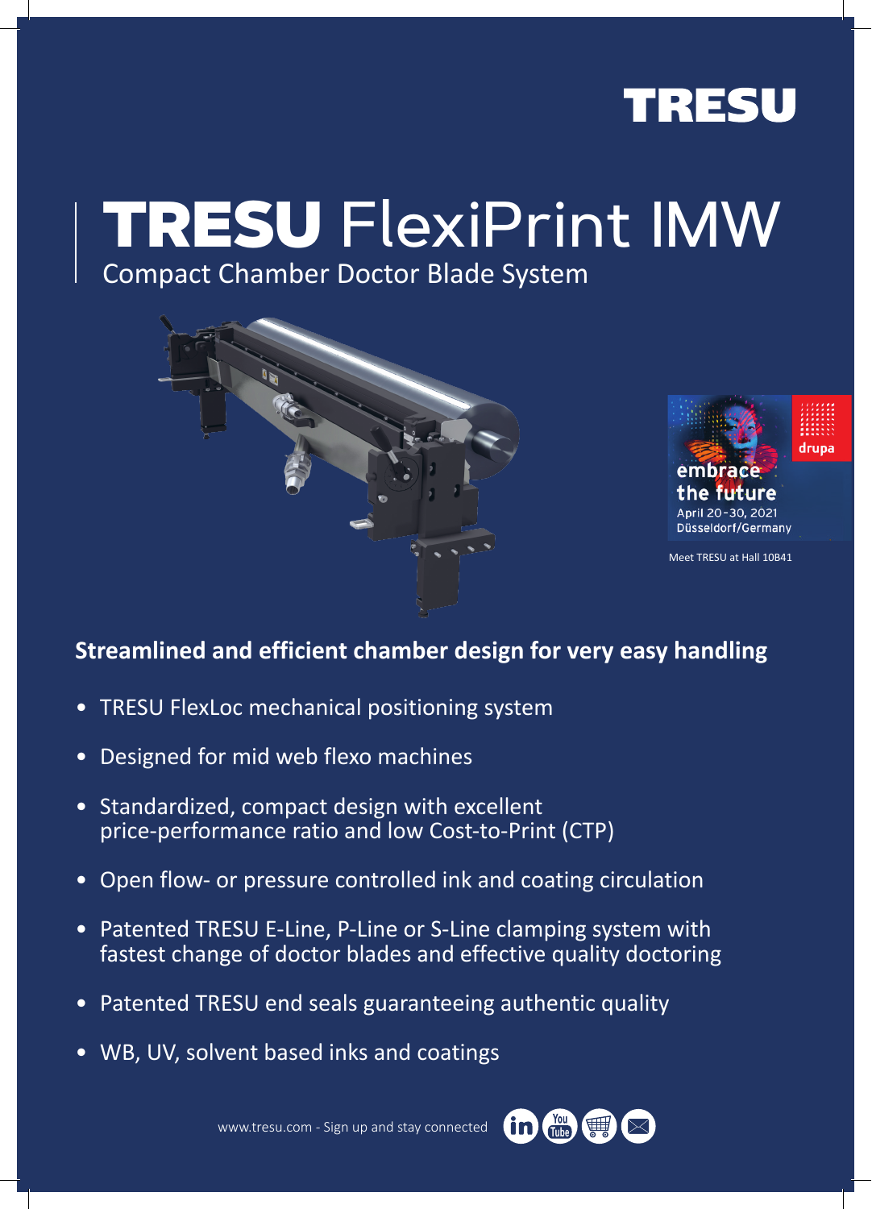TRESU

# TRESU FlexiPrint IMW

Compact Chamber Doctor Blade System

drupa

embrace the future

April 20-30, 2021
Düsseldorf/Germany

Meet TRESU at Hall 10B41

## Streamlined and efficient chamber design for very easy handling

- TRESU FlexLoc mechanical positioning system
- Designed for mid web flexo machines
- Standardized, compact design with excellent price-performance ratio and low Cost-to-Print (CTP)
- Open flow- or pressure controlled ink and coating circulation
- Patented TRESU E-Line, P-Line or S-Line clamping system with fastest change of doctor blades and effective quality doctoring
- Patented TRESU end seals guaranteeing authentic quality
- WB, UV, solvent based inks and coatings

www.tresu.com - Sign up and stay connected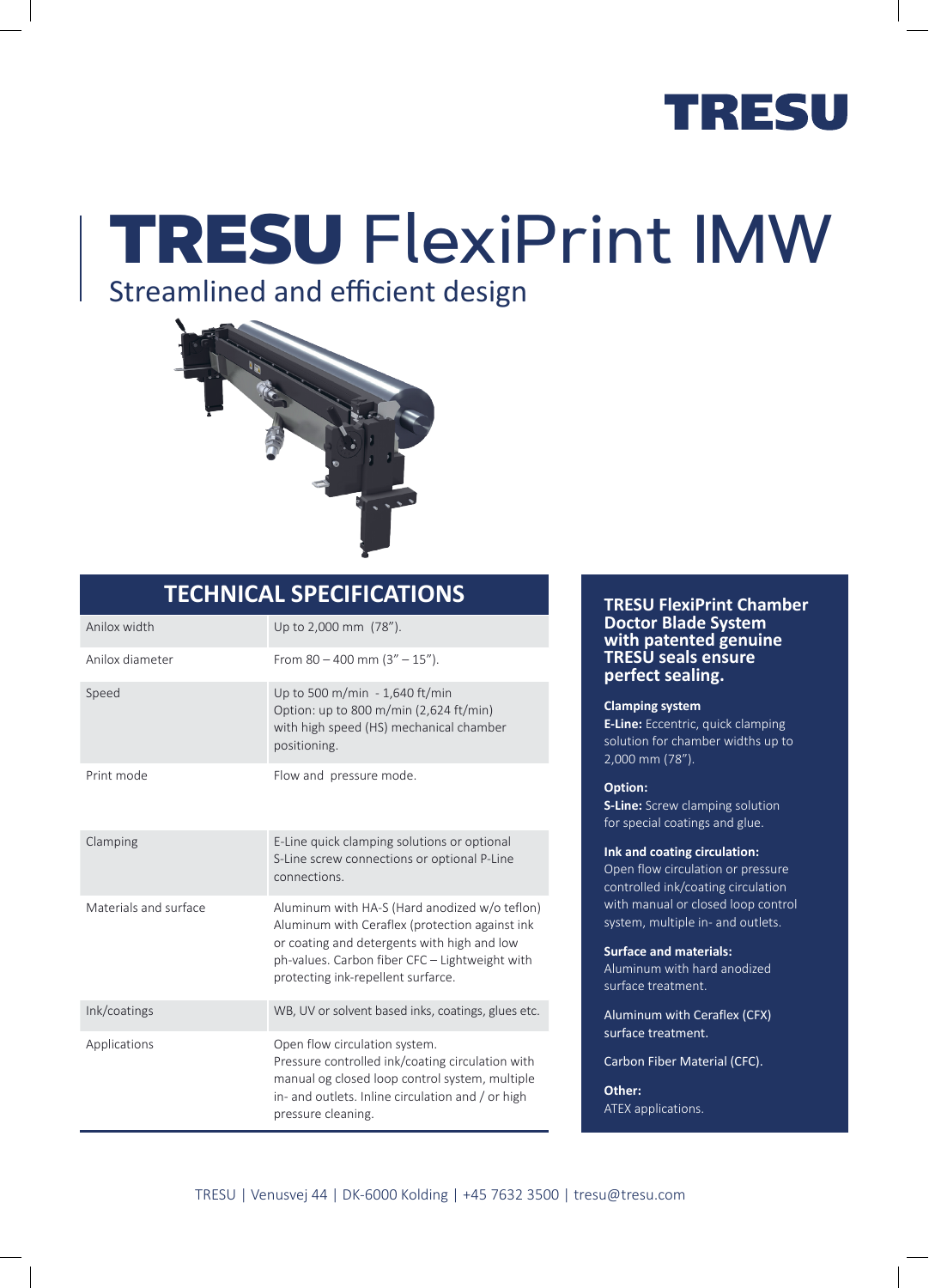# TRESU FlexiPrint IMW

## Streamlined and efficient design

## TECHNICAL SPECIFICATIONS

| | |
|---|---|
| Anilox width | Up to 2,000 mm (78"). |
| Anilox diameter | From 80 – 400 mm (3" – 15"). |
| Speed | Up to 500 m/min - 1,640 ft/min<br>Option: up to 800 m/min (2,624 ft/min) with high speed (HS) mechanical chamber positioning. |
| Print mode | Flow and pressure mode. |
| Clamping | E-Line quick clamping solutions or optional S-Line screw connections or optional P-Line connections. |
| Materials and surface | Aluminum with HA-S (Hard anodized w/o teflon) Aluminum with Ceraflex (protection against ink or coating and detergents with high and low ph-values. Carbon fiber CFC – Lightweight with protecting ink-repellent surface. |
| Ink/coatings | WB, UV or solvent based inks, coatings, glues etc. |
| Applications | Open flow circulation system.<br>Pressure controlled ink/coating circulation with manual og closed loop control system, multiple in- and outlets. Inline circulation and / or high pressure cleaning. |

### TRESU FlexiPrint Chamber Doctor Blade System with patented genuine TRESU seals ensure perfect sealing.

**Clamping system**
**E-Line:** Eccentric, quick clamping solution for chamber widths up to 2,000 mm (78").

**Option:**
**S-Line:** Screw clamping solution for special coatings and glue.

**Ink and coating circulation:**
Open flow circulation or pressure controlled ink/coating circulation with manual or closed loop control system, multiple in- and outlets.

**Surface and materials:**
Aluminum with hard anodized surface treatment.

Aluminum with Ceraflex (CFX) surface treatment.

Carbon Fiber Material (CFC).

**Other:**
ATEX applications.

TRESU | Venusvej 44 | DK-6000 Kolding | +45 7632 3500 | tresu@tresu.com